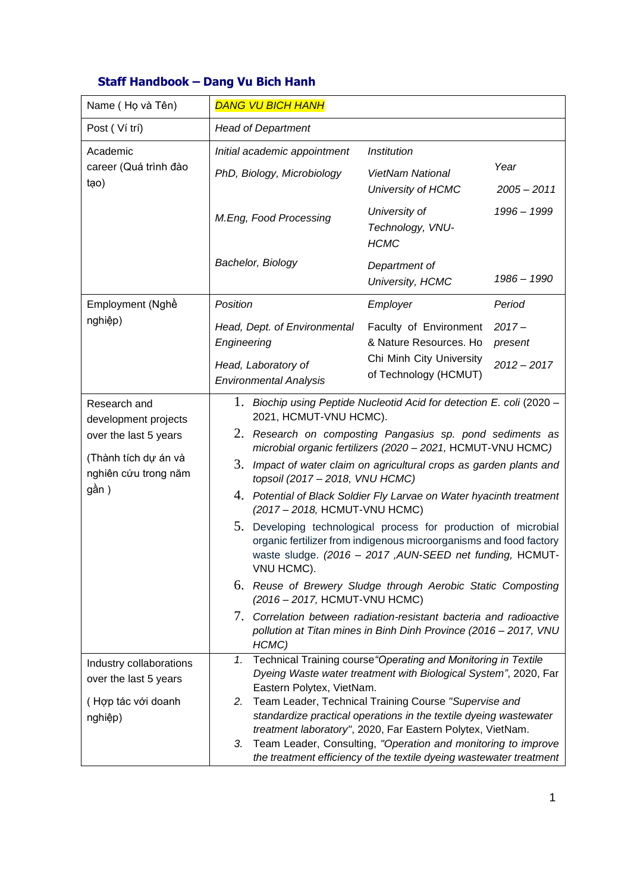## Staff Handbook – Dang Vu Bich Hanh

| Name ( Họ và Tên) | *DANG VU BICH HANH* | | |
|---|---|---|---|
| Post ( Ví trí) | *Head of Department* | | |
| Academic career (Quá trình đào tạo) | *Initial academic appointment* | *Institution* | *Year* |
| | *PhD, Biology, Microbiology* | *VietNam National University of HCMC* | *2005 – 2011* |
| | *M.Eng, Food Processing* | *University of Technology, VNU-HCMC* | *1996 – 1999* |
| | *Bachelor, Biology* | *Department of University, HCMC* | *1986 – 1990* |
| Employment (Nghề nghiệp) | *Position* | *Employer* | *Period* |
| | *Head, Dept. of Environmental Engineering* | Faculty of Environment & Nature Resources. Ho Chi Minh City University of Technology (HCMUT) | *2017 – present* |
| | *Head, Laboratory of Environmental Analysis* | | *2012 – 2017* |
| Research and development projects over the last 5 years (Thành tích dự án và nghiên cứu trong năm gần ) | 1. *Biochip using Peptide Nucleotid Acid for detection E. coli* (2020 – 2021, HCMUT-VNU HCMC).<br>2. *Research on composting Pangasius sp. pond sediments as microbial organic fertilizers (2020 – 2021,* HCMUT-VNU HCMC*)*<br>3. *Impact of water claim on agricultural crops as garden plants and topsoil (2017 – 2018, VNU HCMC)*<br>4. *Potential of Black Soldier Fly Larvae on Water hyacinth treatment (2017 – 2018,* HCMUT-VNU HCMC)<br>5. Developing technological process for production of microbial organic fertilizer from indigenous microorganisms and food factory waste sludge. *(2016 – 2017 ,AUN-SEED net funding,* HCMUT-VNU HCMC).<br>6. *Reuse of Brewery Sludge through Aerobic Static Composting (2016 – 2017,* HCMUT-VNU HCMC)<br>7. *Correlation between radiation-resistant bacteria and radioactive pollution at Titan mines in Binh Dinh Province (2016 – 2017, VNU HCMC)* | | |
| Industry collaborations over the last 5 years ( Hợp tác với doanh nghiệp) | 1. Technical Training course*"Operating and Monitoring in Textile Dyeing Waste water treatment with Biological System"*, 2020, Far Eastern Polytex, VietNam.<br>2. Team Leader, Technical Training Course *"Supervise and standardize practical operations in the textile dyeing wastewater treatment laboratory"*, 2020, Far Eastern Polytex, VietNam.<br>3. Team Leader, Consulting, *"Operation and monitoring to improve the treatment efficiency of the textile dyeing wastewater treatment* | | |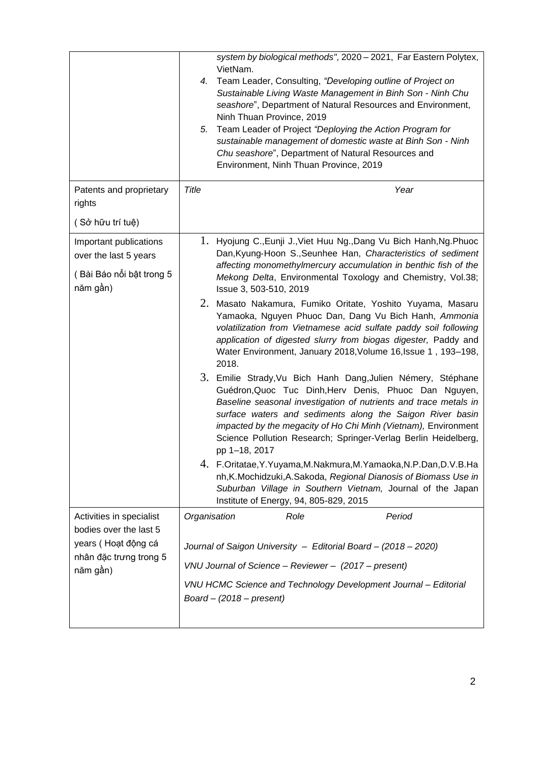| | |
|---|---|
| | *system by biological methods",* 2020 – 2021, Far Eastern Polytex, VietNam.<br>4. Team Leader, Consulting, *"Developing outline of Project on Sustainable Living Waste Management in Binh Son - Ninh Chu seashore*", Department of Natural Resources and Environment, Ninh Thuan Province, 2019<br>5. Team Leader of Project *"Deploying the Action Program for sustainable management of domestic waste at Binh Son - Ninh Chu seashore*", Department of Natural Resources and Environment, Ninh Thuan Province, 2019 |
| Patents and proprietary rights<br>( Sở hữu trí tuệ) | *Title* *Year* |
| Important publications over the last 5 years<br>( Bài Báo nổi bật trong 5 năm gần) | 1. Hyojung C.,Eunji J.,Viet Huu Ng.,Dang Vu Bich Hanh,Ng.Phuoc Dan,Kyung-Hoon S.,Seunhee Han, *Characteristics of sediment affecting monomethylmercury accumulation in benthic fish of the Mekong Delta*, Environmental Toxology and Chemistry, Vol.38; Issue 3, 503-510, 2019<br>2. Masato Nakamura, Fumiko Oritate, Yoshito Yuyama, Masaru Yamaoka, Nguyen Phuoc Dan, Dang Vu Bich Hanh, *Ammonia volatilization from Vietnamese acid sulfate paddy soil following application of digested slurry from biogas digester,* Paddy and Water Environment, January 2018,Volume 16,Issue 1 , 193–198, 2018.<br>3. Emilie Strady,Vu Bich Hanh Dang,Julien Némery, Stéphane Guédron,Quoc Tuc Dinh,Herv Denis, Phuoc Dan Nguyen, *Baseline seasonal investigation of nutrients and trace metals in surface waters and sediments along the Saigon River basin impacted by the megacity of Ho Chi Minh (Vietnam),* Environment Science Pollution Research; Springer-Verlag Berlin Heidelberg, pp 1–18, 2017<br>4. F.Oritatae,Y.Yuyama,M.Nakmura,M.Yamaoka,N.P.Dan,D.V.B.Hanh,K.Mochidzuki,A.Sakoda, *Regional Dianosis of Biomass Use in Suburban Village in Southern Vietnam,* Journal of the Japan Institute of Energy, 94, 805-829, 2015 |
| Activities in specialist bodies over the last 5 years ( Hoạt động cá nhân đặc trưng trong 5 năm gần) | *Organisation* *Role* *Period*<br>*Journal of Saigon University – Editorial Board – (2018 – 2020)*<br>*VNU Journal of Science – Reviewer – (2017 – present)*<br>*VNU HCMC Science and Technology Development Journal – Editorial Board – (2018 – present)* |